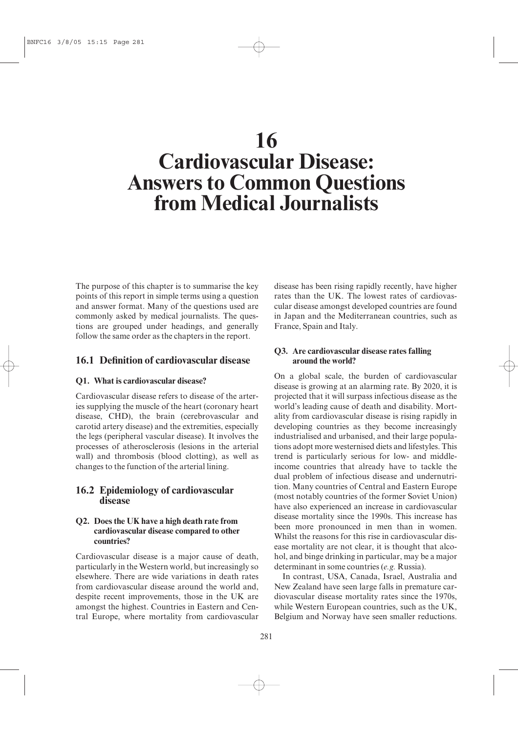# 16 Cardiovascular Disease: Answers to Common Questions from Medical Journalists

The purpose of this chapter is to summarise the key points of this report in simple terms using a question and answer format. Many of the questions used are commonly asked by medical journalists. The questions are grouped under headings, and generally follow the same order as the chapters in the report.

## 16.1 Definition of cardiovascular disease

### Q1. What is cardiovascular disease?

Cardiovascular disease refers to disease of the arteries supplying the muscle of the heart (coronary heart disease, CHD), the brain (cerebrovascular and carotid artery disease) and the extremities, especially the legs (peripheral vascular disease). It involves the processes of atherosclerosis (lesions in the arterial wall) and thrombosis (blood clotting), as well as changes to the function of the arterial lining.

## 16.2 Epidemiology of cardiovascular disease

### Q2. Does the UK have a high death rate from cardiovascular disease compared to other countries?

Cardiovascular disease is a major cause of death, particularly in the Western world, but increasingly so elsewhere. There are wide variations in death rates from cardiovascular disease around the world and, despite recent improvements, those in the UK are amongst the highest. Countries in Eastern and Central Europe, where mortality from cardiovascular disease has been rising rapidly recently, have higher rates than the UK. The lowest rates of cardiovascular disease amongst developed countries are found in Japan and the Mediterranean countries, such as France, Spain and Italy.

### Q3. Are cardiovascular disease rates falling around the world?

On a global scale, the burden of cardiovascular disease is growing at an alarming rate. By 2020, it is projected that it will surpass infectious disease as the world's leading cause of death and disability. Mortality from cardiovascular disease is rising rapidly in developing countries as they become increasingly industrialised and urbanised, and their large populations adopt more westernised diets and lifestyles. This trend is particularly serious for low- and middle-income countries that already have to tackle the dual problem of infectious disease and undernutrition. Many countries of Central and Eastern Europe (most notably countries of the former Soviet Union) have also experienced an increase in cardiovascular disease mortality since the 1990s. This increase has been more pronounced in men than in women. Whilst the reasons for this rise in cardiovascular disease mortality are not clear, it is thought that alcohol, and binge drinking in particular, may be a major determinant in some countries (*e.g.* Russia).

In contrast, USA, Canada, Israel, Australia and New Zealand have seen large falls in premature cardiovascular disease mortality rates since the 1970s, while Western European countries, such as the UK, Belgium and Norway have seen smaller reductions.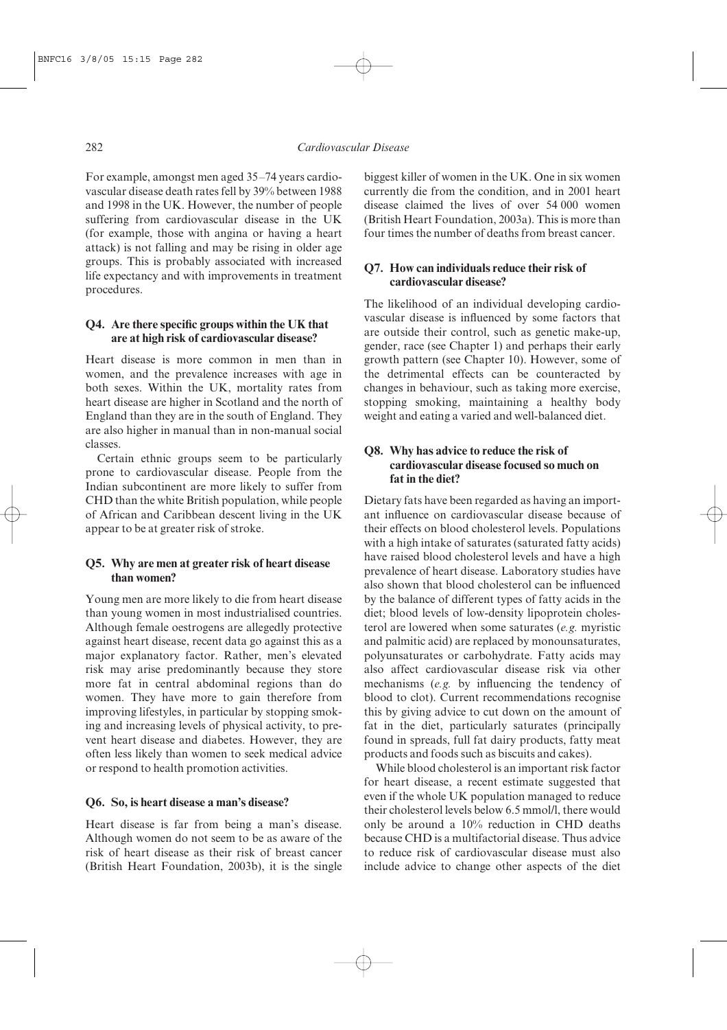For example, amongst men aged 35–74 years cardiovascular disease death rates fell by 39% between 1988 and 1998 in the UK. However, the number of people suffering from cardiovascular disease in the UK (for example, those with angina or having a heart attack) is not falling and may be rising in older age groups. This is probably associated with increased life expectancy and with improvements in treatment procedures.

### Q4. Are there specific groups within the UK that are at high risk of cardiovascular disease?

Heart disease is more common in men than in women, and the prevalence increases with age in both sexes. Within the UK, mortality rates from heart disease are higher in Scotland and the north of England than they are in the south of England. They are also higher in manual than in non-manual social classes.

Certain ethnic groups seem to be particularly prone to cardiovascular disease. People from the Indian subcontinent are more likely to suffer from CHD than the white British population, while people of African and Caribbean descent living in the UK appear to be at greater risk of stroke.

### Q5. Why are men at greater risk of heart disease than women?

Young men are more likely to die from heart disease than young women in most industrialised countries. Although female oestrogens are allegedly protective against heart disease, recent data go against this as a major explanatory factor. Rather, men's elevated risk may arise predominantly because they store more fat in central abdominal regions than do women. They have more to gain therefore from improving lifestyles, in particular by stopping smoking and increasing levels of physical activity, to prevent heart disease and diabetes. However, they are often less likely than women to seek medical advice or respond to health promotion activities.

### Q6. So, is heart disease a man's disease?

Heart disease is far from being a man's disease. Although women do not seem to be as aware of the risk of heart disease as their risk of breast cancer (British Heart Foundation, 2003b), it is the single biggest killer of women in the UK. One in six women currently die from the condition, and in 2001 heart disease claimed the lives of over 54 000 women (British Heart Foundation, 2003a). This is more than four times the number of deaths from breast cancer.

### Q7. How can individuals reduce their risk of cardiovascular disease?

The likelihood of an individual developing cardiovascular disease is influenced by some factors that are outside their control, such as genetic make-up, gender, race (see Chapter 1) and perhaps their early growth pattern (see Chapter 10). However, some of the detrimental effects can be counteracted by changes in behaviour, such as taking more exercise, stopping smoking, maintaining a healthy body weight and eating a varied and well-balanced diet.

### Q8. Why has advice to reduce the risk of cardiovascular disease focused so much on fat in the diet?

Dietary fats have been regarded as having an important influence on cardiovascular disease because of their effects on blood cholesterol levels. Populations with a high intake of saturates (saturated fatty acids) have raised blood cholesterol levels and have a high prevalence of heart disease. Laboratory studies have also shown that blood cholesterol can be influenced by the balance of different types of fatty acids in the diet; blood levels of low-density lipoprotein cholesterol are lowered when some saturates (*e.g.* myristic and palmitic acid) are replaced by monounsaturates, polyunsaturates or carbohydrate. Fatty acids may also affect cardiovascular disease risk via other mechanisms (*e.g.* by influencing the tendency of blood to clot). Current recommendations recognise this by giving advice to cut down on the amount of fat in the diet, particularly saturates (principally found in spreads, full fat dairy products, fatty meat products and foods such as biscuits and cakes).

While blood cholesterol is an important risk factor for heart disease, a recent estimate suggested that even if the whole UK population managed to reduce their cholesterol levels below 6.5 mmol/l, there would only be around a 10% reduction in CHD deaths because CHD is a multifactorial disease. Thus advice to reduce risk of cardiovascular disease must also include advice to change other aspects of the diet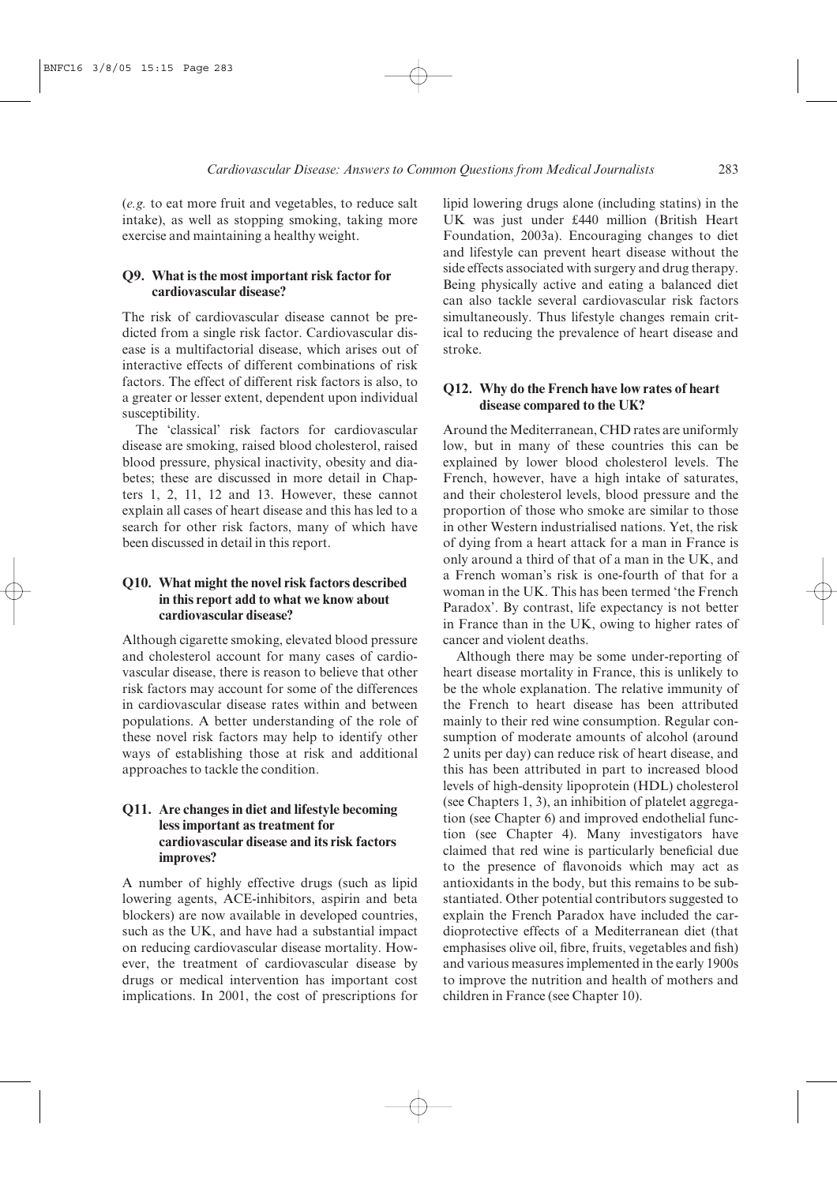(*e.g.* to eat more fruit and vegetables, to reduce salt intake), as well as stopping smoking, taking more exercise and maintaining a healthy weight.

### Q9. What is the most important risk factor for cardiovascular disease?

The risk of cardiovascular disease cannot be predicted from a single risk factor. Cardiovascular disease is a multifactorial disease, which arises out of interactive effects of different combinations of risk factors. The effect of different risk factors is also, to a greater or lesser extent, dependent upon individual susceptibility.

The 'classical' risk factors for cardiovascular disease are smoking, raised blood cholesterol, raised blood pressure, physical inactivity, obesity and diabetes; these are discussed in more detail in Chapters 1, 2, 11, 12 and 13. However, these cannot explain all cases of heart disease and this has led to a search for other risk factors, many of which have been discussed in detail in this report.

### Q10. What might the novel risk factors described in this report add to what we know about cardiovascular disease?

Although cigarette smoking, elevated blood pressure and cholesterol account for many cases of cardiovascular disease, there is reason to believe that other risk factors may account for some of the differences in cardiovascular disease rates within and between populations. A better understanding of the role of these novel risk factors may help to identify other ways of establishing those at risk and additional approaches to tackle the condition.

### Q11. Are changes in diet and lifestyle becoming less important as treatment for cardiovascular disease and its risk factors improves?

A number of highly effective drugs (such as lipid lowering agents, ACE-inhibitors, aspirin and beta blockers) are now available in developed countries, such as the UK, and have had a substantial impact on reducing cardiovascular disease mortality. However, the treatment of cardiovascular disease by drugs or medical intervention has important cost implications. In 2001, the cost of prescriptions for lipid lowering drugs alone (including statins) in the UK was just under £440 million (British Heart Foundation, 2003a). Encouraging changes to diet and lifestyle can prevent heart disease without the side effects associated with surgery and drug therapy. Being physically active and eating a balanced diet can also tackle several cardiovascular risk factors simultaneously. Thus lifestyle changes remain critical to reducing the prevalence of heart disease and stroke.

### Q12. Why do the French have low rates of heart disease compared to the UK?

Around the Mediterranean, CHD rates are uniformly low, but in many of these countries this can be explained by lower blood cholesterol levels. The French, however, have a high intake of saturates, and their cholesterol levels, blood pressure and the proportion of those who smoke are similar to those in other Western industrialised nations. Yet, the risk of dying from a heart attack for a man in France is only around a third of that of a man in the UK, and a French woman's risk is one-fourth of that for a woman in the UK. This has been termed 'the French Paradox'. By contrast, life expectancy is not better in France than in the UK, owing to higher rates of cancer and violent deaths.

Although there may be some under-reporting of heart disease mortality in France, this is unlikely to be the whole explanation. The relative immunity of the French to heart disease has been attributed mainly to their red wine consumption. Regular consumption of moderate amounts of alcohol (around 2 units per day) can reduce risk of heart disease, and this has been attributed in part to increased blood levels of high-density lipoprotein (HDL) cholesterol (see Chapters 1, 3), an inhibition of platelet aggregation (see Chapter 6) and improved endothelial function (see Chapter 4). Many investigators have claimed that red wine is particularly beneficial due to the presence of flavonoids which may act as antioxidants in the body, but this remains to be substantiated. Other potential contributors suggested to explain the French Paradox have included the cardioprotective effects of a Mediterranean diet (that emphasises olive oil, fibre, fruits, vegetables and fish) and various measures implemented in the early 1900s to improve the nutrition and health of mothers and children in France (see Chapter 10).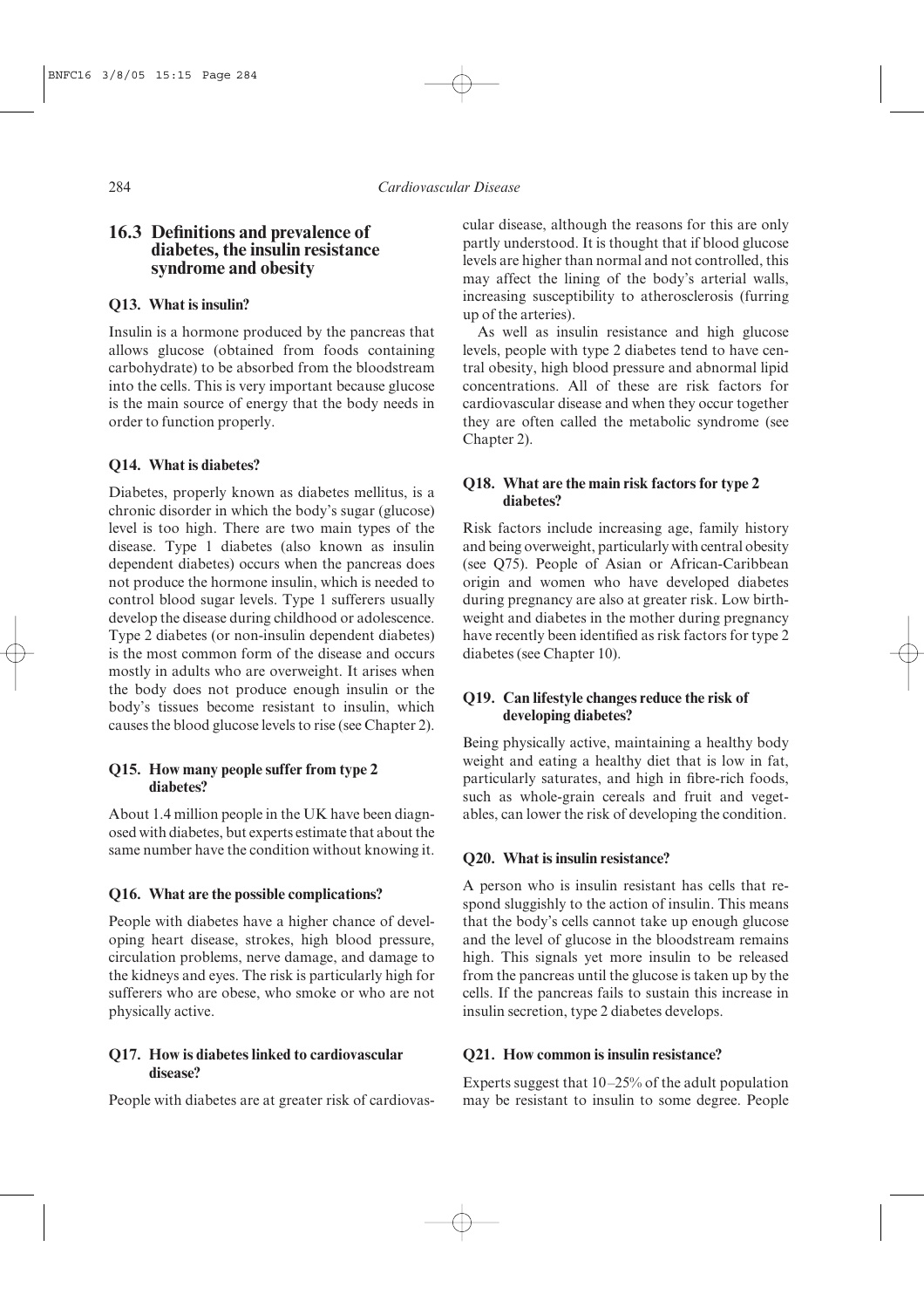## 16.3 Definitions and prevalence of diabetes, the insulin resistance syndrome and obesity

### Q13. What is insulin?

Insulin is a hormone produced by the pancreas that allows glucose (obtained from foods containing carbohydrate) to be absorbed from the bloodstream into the cells. This is very important because glucose is the main source of energy that the body needs in order to function properly.

### Q14. What is diabetes?

Diabetes, properly known as diabetes mellitus, is a chronic disorder in which the body's sugar (glucose) level is too high. There are two main types of the disease. Type 1 diabetes (also known as insulin dependent diabetes) occurs when the pancreas does not produce the hormone insulin, which is needed to control blood sugar levels. Type 1 sufferers usually develop the disease during childhood or adolescence. Type 2 diabetes (or non-insulin dependent diabetes) is the most common form of the disease and occurs mostly in adults who are overweight. It arises when the body does not produce enough insulin or the body's tissues become resistant to insulin, which causes the blood glucose levels to rise (see Chapter 2).

### Q15. How many people suffer from type 2 diabetes?

About 1.4 million people in the UK have been diagnosed with diabetes, but experts estimate that about the same number have the condition without knowing it.

### Q16. What are the possible complications?

People with diabetes have a higher chance of developing heart disease, strokes, high blood pressure, circulation problems, nerve damage, and damage to the kidneys and eyes. The risk is particularly high for sufferers who are obese, who smoke or who are not physically active.

### Q17. How is diabetes linked to cardiovascular disease?

People with diabetes are at greater risk of cardiovascular disease, although the reasons for this are only partly understood. It is thought that if blood glucose levels are higher than normal and not controlled, this may affect the lining of the body's arterial walls, increasing susceptibility to atherosclerosis (furring up of the arteries).

As well as insulin resistance and high glucose levels, people with type 2 diabetes tend to have central obesity, high blood pressure and abnormal lipid concentrations. All of these are risk factors for cardiovascular disease and when they occur together they are often called the metabolic syndrome (see Chapter 2).

### Q18. What are the main risk factors for type 2 diabetes?

Risk factors include increasing age, family history and being overweight, particularly with central obesity (see Q75). People of Asian or African-Caribbean origin and women who have developed diabetes during pregnancy are also at greater risk. Low birthweight and diabetes in the mother during pregnancy have recently been identified as risk factors for type 2 diabetes (see Chapter 10).

### Q19. Can lifestyle changes reduce the risk of developing diabetes?

Being physically active, maintaining a healthy body weight and eating a healthy diet that is low in fat, particularly saturates, and high in fibre-rich foods, such as whole-grain cereals and fruit and vegetables, can lower the risk of developing the condition.

### Q20. What is insulin resistance?

A person who is insulin resistant has cells that respond sluggishly to the action of insulin. This means that the body's cells cannot take up enough glucose and the level of glucose in the bloodstream remains high. This signals yet more insulin to be released from the pancreas until the glucose is taken up by the cells. If the pancreas fails to sustain this increase in insulin secretion, type 2 diabetes develops.

### Q21. How common is insulin resistance?

Experts suggest that 10–25% of the adult population may be resistant to insulin to some degree. People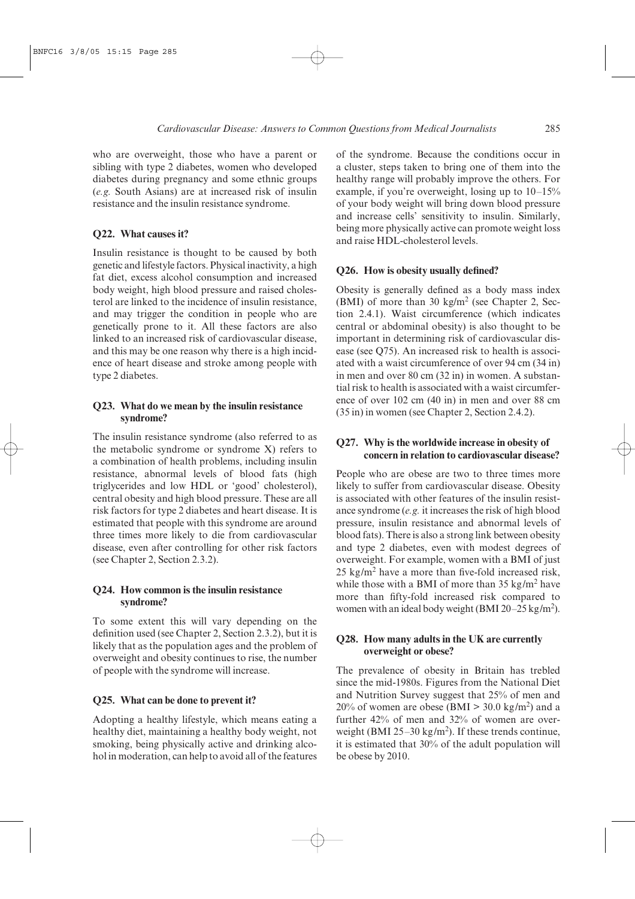who are overweight, those who have a parent or sibling with type 2 diabetes, women who developed diabetes during pregnancy and some ethnic groups (*e.g.* South Asians) are at increased risk of insulin resistance and the insulin resistance syndrome.

### Q22. What causes it?

Insulin resistance is thought to be caused by both genetic and lifestyle factors. Physical inactivity, a high fat diet, excess alcohol consumption and increased body weight, high blood pressure and raised cholesterol are linked to the incidence of insulin resistance, and may trigger the condition in people who are genetically prone to it. All these factors are also linked to an increased risk of cardiovascular disease, and this may be one reason why there is a high incidence of heart disease and stroke among people with type 2 diabetes.

### Q23. What do we mean by the insulin resistance syndrome?

The insulin resistance syndrome (also referred to as the metabolic syndrome or syndrome X) refers to a combination of health problems, including insulin resistance, abnormal levels of blood fats (high triglycerides and low HDL or 'good' cholesterol), central obesity and high blood pressure. These are all risk factors for type 2 diabetes and heart disease. It is estimated that people with this syndrome are around three times more likely to die from cardiovascular disease, even after controlling for other risk factors (see Chapter 2, Section 2.3.2).

### Q24. How common is the insulin resistance syndrome?

To some extent this will vary depending on the definition used (see Chapter 2, Section 2.3.2), but it is likely that as the population ages and the problem of overweight and obesity continues to rise, the number of people with the syndrome will increase.

### Q25. What can be done to prevent it?

Adopting a healthy lifestyle, which means eating a healthy diet, maintaining a healthy body weight, not smoking, being physically active and drinking alcohol in moderation, can help to avoid all of the features of the syndrome. Because the conditions occur in a cluster, steps taken to bring one of them into the healthy range will probably improve the others. For example, if you're overweight, losing up to 10–15% of your body weight will bring down blood pressure and increase cells' sensitivity to insulin. Similarly, being more physically active can promote weight loss and raise HDL-cholesterol levels.

### Q26. How is obesity usually defined?

Obesity is generally defined as a body mass index (BMI) of more than 30 $kg/m^2$ (see Chapter 2, Section 2.4.1). Waist circumference (which indicates central or abdominal obesity) is also thought to be important in determining risk of cardiovascular disease (see Q75). An increased risk to health is associated with a waist circumference of over 94 cm (34 in) in men and over 80 cm (32 in) in women. A substantial risk to health is associated with a waist circumference of over 102 cm (40 in) in men and over 88 cm (35 in) in women (see Chapter 2, Section 2.4.2).

### Q27. Why is the worldwide increase in obesity of concern in relation to cardiovascular disease?

People who are obese are two to three times more likely to suffer from cardiovascular disease. Obesity is associated with other features of the insulin resistance syndrome (*e.g.* it increases the risk of high blood pressure, insulin resistance and abnormal levels of blood fats). There is also a strong link between obesity and type 2 diabetes, even with modest degrees of overweight. For example, women with a BMI of just 25 $kg/m^2$ have a more than five-fold increased risk, while those with a BMI of more than 35 $kg/m^2$ have more than fifty-fold increased risk compared to women with an ideal body weight (BMI 20–25 $kg/m^2$).

### Q28. How many adults in the UK are currently overweight or obese?

The prevalence of obesity in Britain has trebled since the mid-1980s. Figures from the National Diet and Nutrition Survey suggest that 25% of men and 20% of women are obese (BMI > 30.0 $kg/m^2$) and a further 42% of men and 32% of women are overweight (BMI 25–30 $kg/m^2$). If these trends continue, it is estimated that 30% of the adult population will be obese by 2010.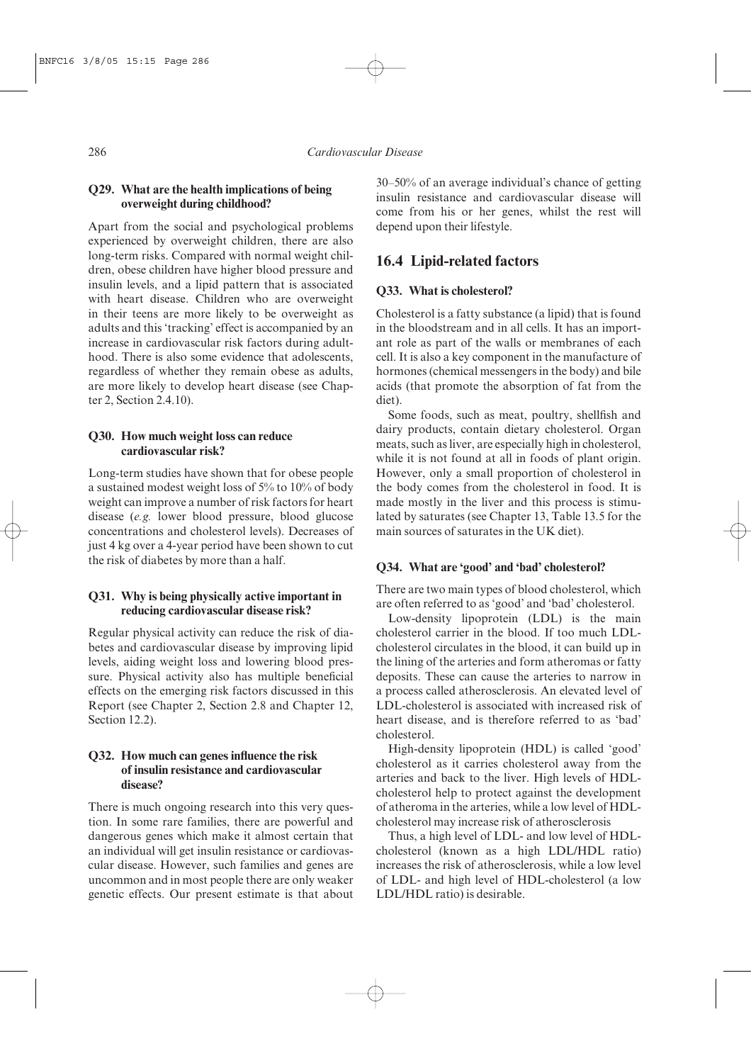### Q29. What are the health implications of being overweight during childhood?

Apart from the social and psychological problems experienced by overweight children, there are also long-term risks. Compared with normal weight children, obese children have higher blood pressure and insulin levels, and a lipid pattern that is associated with heart disease. Children who are overweight in their teens are more likely to be overweight as adults and this 'tracking' effect is accompanied by an increase in cardiovascular risk factors during adulthood. There is also some evidence that adolescents, regardless of whether they remain obese as adults, are more likely to develop heart disease (see Chapter 2, Section 2.4.10).

### Q30. How much weight loss can reduce cardiovascular risk?

Long-term studies have shown that for obese people a sustained modest weight loss of 5% to 10% of body weight can improve a number of risk factors for heart disease (*e.g.* lower blood pressure, blood glucose concentrations and cholesterol levels). Decreases of just 4 kg over a 4-year period have been shown to cut the risk of diabetes by more than a half.

### Q31. Why is being physically active important in reducing cardiovascular disease risk?

Regular physical activity can reduce the risk of diabetes and cardiovascular disease by improving lipid levels, aiding weight loss and lowering blood pressure. Physical activity also has multiple beneficial effects on the emerging risk factors discussed in this Report (see Chapter 2, Section 2.8 and Chapter 12, Section 12.2).

### Q32. How much can genes influence the risk of insulin resistance and cardiovascular disease?

There is much ongoing research into this very question. In some rare families, there are powerful and dangerous genes which make it almost certain that an individual will get insulin resistance or cardiovascular disease. However, such families and genes are uncommon and in most people there are only weaker genetic effects. Our present estimate is that about 30–50% of an average individual's chance of getting insulin resistance and cardiovascular disease will come from his or her genes, whilst the rest will depend upon their lifestyle.

## 16.4 Lipid-related factors

### Q33. What is cholesterol?

Cholesterol is a fatty substance (a lipid) that is found in the bloodstream and in all cells. It has an important role as part of the walls or membranes of each cell. It is also a key component in the manufacture of hormones (chemical messengers in the body) and bile acids (that promote the absorption of fat from the diet).

Some foods, such as meat, poultry, shellfish and dairy products, contain dietary cholesterol. Organ meats, such as liver, are especially high in cholesterol, while it is not found at all in foods of plant origin. However, only a small proportion of cholesterol in the body comes from the cholesterol in food. It is made mostly in the liver and this process is stimulated by saturates (see Chapter 13, Table 13.5 for the main sources of saturates in the UK diet).

### Q34. What are 'good' and 'bad' cholesterol?

There are two main types of blood cholesterol, which are often referred to as 'good' and 'bad' cholesterol.

Low-density lipoprotein (LDL) is the main cholesterol carrier in the blood. If too much LDL-cholesterol circulates in the blood, it can build up in the lining of the arteries and form atheromas or fatty deposits. These can cause the arteries to narrow in a process called atherosclerosis. An elevated level of LDL-cholesterol is associated with increased risk of heart disease, and is therefore referred to as 'bad' cholesterol.

High-density lipoprotein (HDL) is called 'good' cholesterol as it carries cholesterol away from the arteries and back to the liver. High levels of HDL-cholesterol help to protect against the development of atheroma in the arteries, while a low level of HDL-cholesterol may increase risk of atherosclerosis

Thus, a high level of LDL- and low level of HDL-cholesterol (known as a high LDL/HDL ratio) increases the risk of atherosclerosis, while a low level of LDL- and high level of HDL-cholesterol (a low LDL/HDL ratio) is desirable.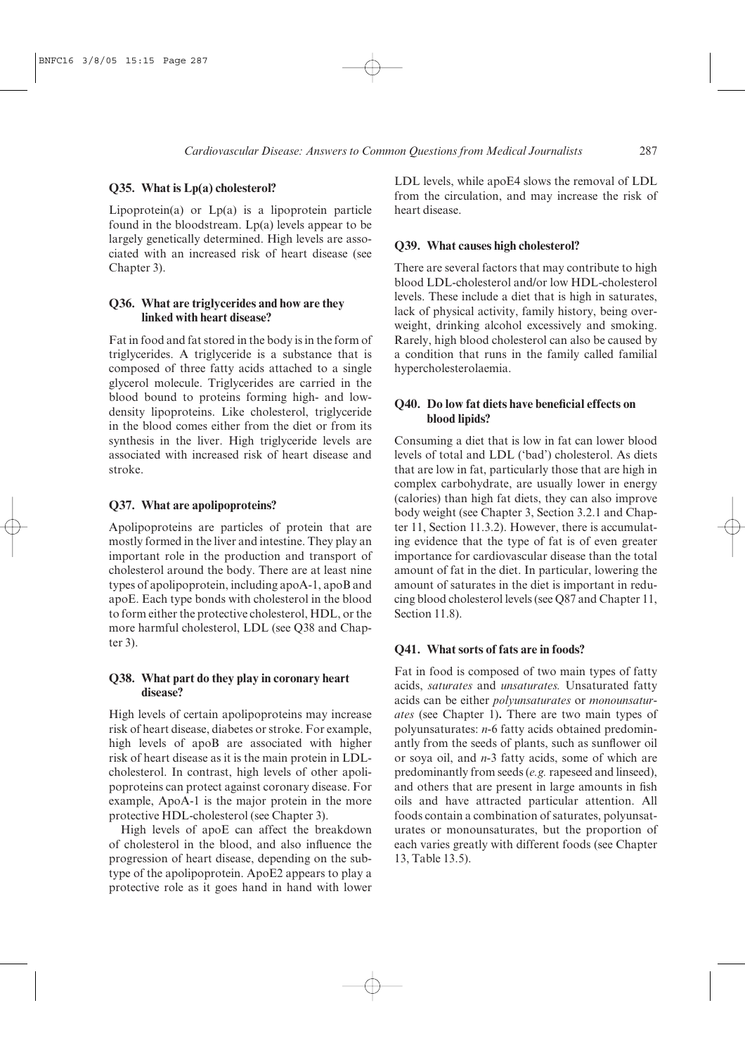### Q35. What is Lp(a) cholesterol?

Lipoprotein(a) or Lp(a) is a lipoprotein particle found in the bloodstream. Lp(a) levels appear to be largely genetically determined. High levels are associated with an increased risk of heart disease (see Chapter 3).

### Q36. What are triglycerides and how are they linked with heart disease?

Fat in food and fat stored in the body is in the form of triglycerides. A triglyceride is a substance that is composed of three fatty acids attached to a single glycerol molecule. Triglycerides are carried in the blood bound to proteins forming high- and low-density lipoproteins. Like cholesterol, triglyceride in the blood comes either from the diet or from its synthesis in the liver. High triglyceride levels are associated with increased risk of heart disease and stroke.

### Q37. What are apolipoproteins?

Apolipoproteins are particles of protein that are mostly formed in the liver and intestine. They play an important role in the production and transport of cholesterol around the body. There are at least nine types of apolipoprotein, including apoA-1, apoB and apoE. Each type bonds with cholesterol in the blood to form either the protective cholesterol, HDL, or the more harmful cholesterol, LDL (see Q38 and Chapter 3).

### Q38. What part do they play in coronary heart disease?

High levels of certain apolipoproteins may increase risk of heart disease, diabetes or stroke. For example, high levels of apoB are associated with higher risk of heart disease as it is the main protein in LDL-cholesterol. In contrast, high levels of other apolipoproteins can protect against coronary disease. For example, ApoA-1 is the major protein in the more protective HDL-cholesterol (see Chapter 3).

High levels of apoE can affect the breakdown of cholesterol in the blood, and also influence the progression of heart disease, depending on the subtype of the apolipoprotein. ApoE2 appears to play a protective role as it goes hand in hand with lower LDL levels, while apoE4 slows the removal of LDL from the circulation, and may increase the risk of heart disease.

### Q39. What causes high cholesterol?

There are several factors that may contribute to high blood LDL-cholesterol and/or low HDL-cholesterol levels. These include a diet that is high in saturates, lack of physical activity, family history, being overweight, drinking alcohol excessively and smoking. Rarely, high blood cholesterol can also be caused by a condition that runs in the family called familial hypercholesterolaemia.

### Q40. Do low fat diets have beneficial effects on blood lipids?

Consuming a diet that is low in fat can lower blood levels of total and LDL ('bad') cholesterol. As diets that are low in fat, particularly those that are high in complex carbohydrate, are usually lower in energy (calories) than high fat diets, they can also improve body weight (see Chapter 3, Section 3.2.1 and Chapter 11, Section 11.3.2). However, there is accumulating evidence that the type of fat is of even greater importance for cardiovascular disease than the total amount of fat in the diet. In particular, lowering the amount of saturates in the diet is important in reducing blood cholesterol levels (see Q87 and Chapter 11, Section 11.8).

### Q41. What sorts of fats are in foods?

Fat in food is composed of two main types of fatty acids, *saturates* and *unsaturates*. Unsaturated fatty acids can be either *polyunsaturates* or *monounsaturates* (see Chapter 1). There are two main types of polyunsaturates: *n*-6 fatty acids obtained predominantly from the seeds of plants, such as sunflower oil or soya oil, and *n*-3 fatty acids, some of which are predominantly from seeds (*e.g.* rapeseed and linseed), and others that are present in large amounts in fish oils and have attracted particular attention. All foods contain a combination of saturates, polyunsaturates or monounsaturates, but the proportion of each varies greatly with different foods (see Chapter 13, Table 13.5).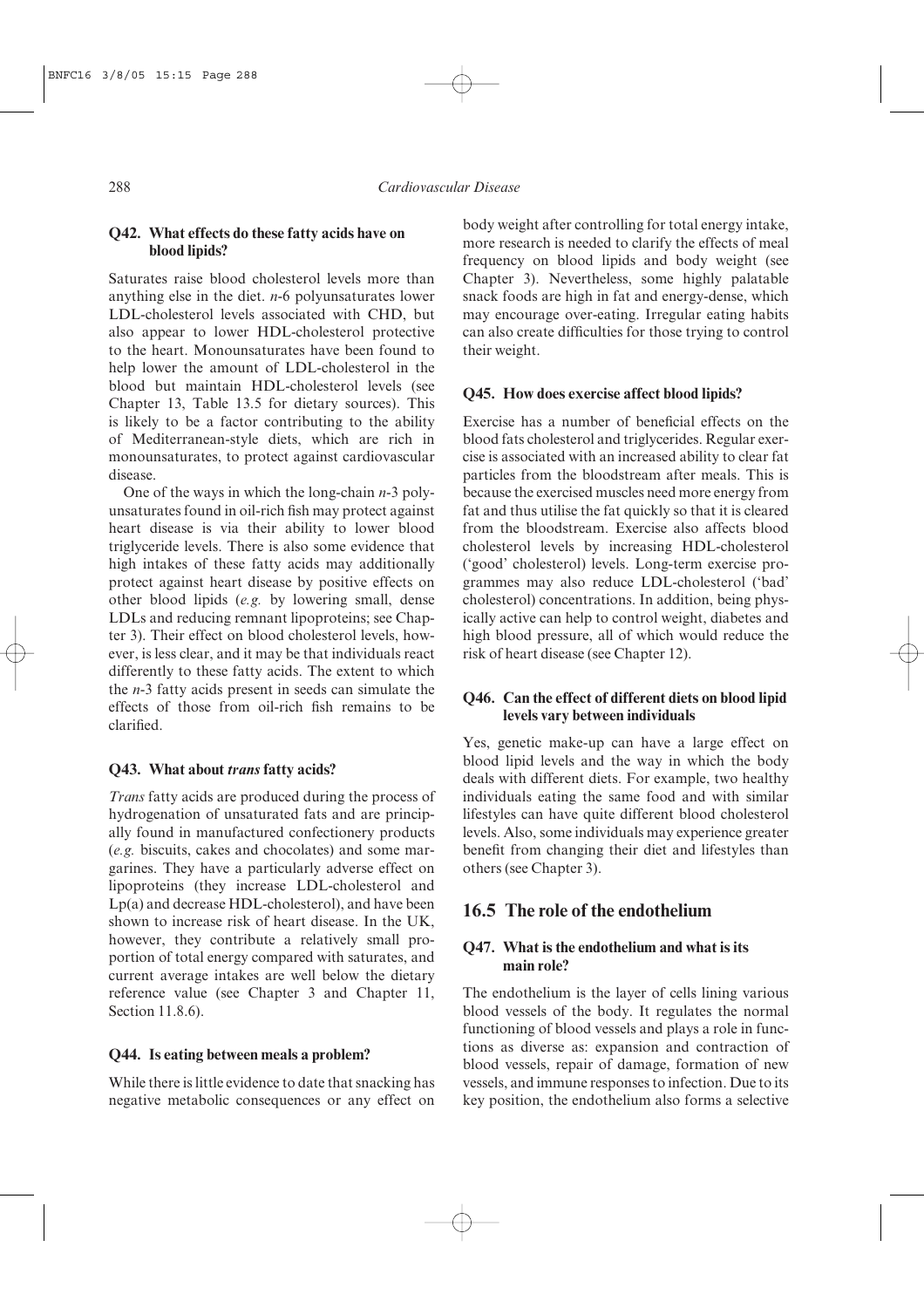### Q42. What effects do these fatty acids have on blood lipids?

Saturates raise blood cholesterol levels more than anything else in the diet. *n*-6 polyunsaturates lower LDL-cholesterol levels associated with CHD, but also appear to lower HDL-cholesterol protective to the heart. Monounsaturates have been found to help lower the amount of LDL-cholesterol in the blood but maintain HDL-cholesterol levels (see Chapter 13, Table 13.5 for dietary sources). This is likely to be a factor contributing to the ability of Mediterranean-style diets, which are rich in monounsaturates, to protect against cardiovascular disease.

One of the ways in which the long-chain *n*-3 polyunsaturates found in oil-rich fish may protect against heart disease is via their ability to lower blood triglyceride levels. There is also some evidence that high intakes of these fatty acids may additionally protect against heart disease by positive effects on other blood lipids (*e.g.* by lowering small, dense LDLs and reducing remnant lipoproteins; see Chapter 3). Their effect on blood cholesterol levels, however, is less clear, and it may be that individuals react differently to these fatty acids. The extent to which the *n*-3 fatty acids present in seeds can simulate the effects of those from oil-rich fish remains to be clarified.

### Q43. What about *trans* fatty acids?

*Trans* fatty acids are produced during the process of hydrogenation of unsaturated fats and are principally found in manufactured confectionery products (*e.g.* biscuits, cakes and chocolates) and some margarines. They have a particularly adverse effect on lipoproteins (they increase LDL-cholesterol and Lp(a) and decrease HDL-cholesterol), and have been shown to increase risk of heart disease. In the UK, however, they contribute a relatively small proportion of total energy compared with saturates, and current average intakes are well below the dietary reference value (see Chapter 3 and Chapter 11, Section 11.8.6).

### Q44. Is eating between meals a problem?

While there is little evidence to date that snacking has negative metabolic consequences or any effect on body weight after controlling for total energy intake, more research is needed to clarify the effects of meal frequency on blood lipids and body weight (see Chapter 3). Nevertheless, some highly palatable snack foods are high in fat and energy-dense, which may encourage over-eating. Irregular eating habits can also create difficulties for those trying to control their weight.

### Q45. How does exercise affect blood lipids?

Exercise has a number of beneficial effects on the blood fats cholesterol and triglycerides. Regular exercise is associated with an increased ability to clear fat particles from the bloodstream after meals. This is because the exercised muscles need more energy from fat and thus utilise the fat quickly so that it is cleared from the bloodstream. Exercise also affects blood cholesterol levels by increasing HDL-cholesterol ('good' cholesterol) levels. Long-term exercise programmes may also reduce LDL-cholesterol ('bad' cholesterol) concentrations. In addition, being physically active can help to control weight, diabetes and high blood pressure, all of which would reduce the risk of heart disease (see Chapter 12).

### Q46. Can the effect of different diets on blood lipid levels vary between individuals

Yes, genetic make-up can have a large effect on blood lipid levels and the way in which the body deals with different diets. For example, two healthy individuals eating the same food and with similar lifestyles can have quite different blood cholesterol levels. Also, some individuals may experience greater benefit from changing their diet and lifestyles than others (see Chapter 3).

## 16.5 The role of the endothelium

### Q47. What is the endothelium and what is its main role?

The endothelium is the layer of cells lining various blood vessels of the body. It regulates the normal functioning of blood vessels and plays a role in functions as diverse as: expansion and contraction of blood vessels, repair of damage, formation of new vessels, and immune responses to infection. Due to its key position, the endothelium also forms a selective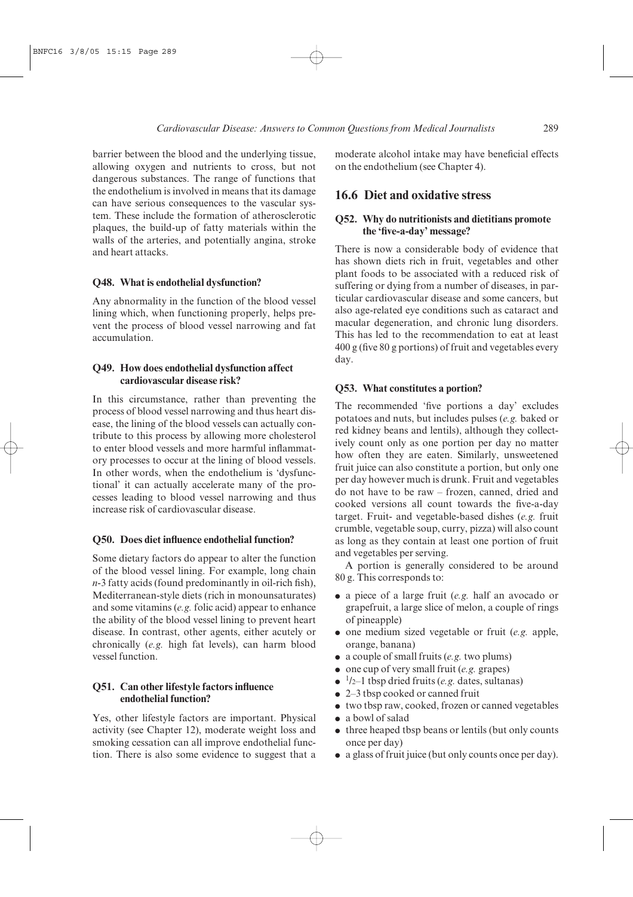barrier between the blood and the underlying tissue, allowing oxygen and nutrients to cross, but not dangerous substances. The range of functions that the endothelium is involved in means that its damage can have serious consequences to the vascular system. These include the formation of atherosclerotic plaques, the build-up of fatty materials within the walls of the arteries, and potentially angina, stroke and heart attacks.

#### Q48. What is endothelial dysfunction?

Any abnormality in the function of the blood vessel lining which, when functioning properly, helps prevent the process of blood vessel narrowing and fat accumulation.

#### Q49. How does endothelial dysfunction affect cardiovascular disease risk?

In this circumstance, rather than preventing the process of blood vessel narrowing and thus heart disease, the lining of the blood vessels can actually contribute to this process by allowing more cholesterol to enter blood vessels and more harmful inflammatory processes to occur at the lining of blood vessels. In other words, when the endothelium is 'dysfunctional' it can actually accelerate many of the processes leading to blood vessel narrowing and thus increase risk of cardiovascular disease.

#### Q50. Does diet influence endothelial function?

Some dietary factors do appear to alter the function of the blood vessel lining. For example, long chain *n*-3 fatty acids (found predominantly in oil-rich fish), Mediterranean-style diets (rich in monounsaturates) and some vitamins (*e.g.* folic acid) appear to enhance the ability of the blood vessel lining to prevent heart disease. In contrast, other agents, either acutely or chronically (*e.g.* high fat levels), can harm blood vessel function.

#### Q51. Can other lifestyle factors influence endothelial function?

Yes, other lifestyle factors are important. Physical activity (see Chapter 12), moderate weight loss and smoking cessation can all improve endothelial function. There is also some evidence to suggest that a moderate alcohol intake may have beneficial effects on the endothelium (see Chapter 4).

## 16.6 Diet and oxidative stress

#### Q52. Why do nutritionists and dietitians promote the 'five-a-day' message?

There is now a considerable body of evidence that has shown diets rich in fruit, vegetables and other plant foods to be associated with a reduced risk of suffering or dying from a number of diseases, in particular cardiovascular disease and some cancers, but also age-related eye conditions such as cataract and macular degeneration, and chronic lung disorders. This has led to the recommendation to eat at least 400 g (five 80 g portions) of fruit and vegetables every day.

#### Q53. What constitutes a portion?

The recommended 'five portions a day' excludes potatoes and nuts, but includes pulses (*e.g.* baked or red kidney beans and lentils), although they collectively count only as one portion per day no matter how often they are eaten. Similarly, unsweetened fruit juice can also constitute a portion, but only one per day however much is drunk. Fruit and vegetables do not have to be raw – frozen, canned, dried and cooked versions all count towards the five-a-day target. Fruit- and vegetable-based dishes (*e.g.* fruit crumble, vegetable soup, curry, pizza) will also count as long as they contain at least one portion of fruit and vegetables per serving.

A portion is generally considered to be around 80 g. This corresponds to:

- a piece of a large fruit (*e.g.* half an avocado or grapefruit, a large slice of melon, a couple of rings of pineapple)
- one medium sized vegetable or fruit (*e.g.* apple, orange, banana)
- a couple of small fruits (*e.g.* two plums)
- one cup of very small fruit (*e.g.* grapes)
- ½–1 tbsp dried fruits (*e.g.* dates, sultanas)
- 2–3 tbsp cooked or canned fruit
- two tbsp raw, cooked, frozen or canned vegetables
- a bowl of salad
- three heaped tbsp beans or lentils (but only counts once per day)
- a glass of fruit juice (but only counts once per day).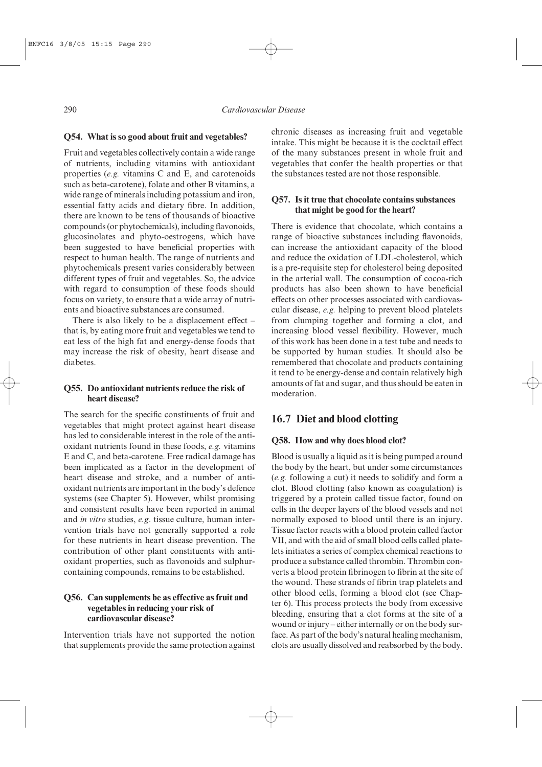### Q54. What is so good about fruit and vegetables?

Fruit and vegetables collectively contain a wide range of nutrients, including vitamins with antioxidant properties (*e.g.* vitamins C and E, and carotenoids such as beta-carotene), folate and other B vitamins, a wide range of minerals including potassium and iron, essential fatty acids and dietary fibre. In addition, there are known to be tens of thousands of bioactive compounds (or phytochemicals), including flavonoids, glucosinolates and phyto-oestrogens, which have been suggested to have beneficial properties with respect to human health. The range of nutrients and phytochemicals present varies considerably between different types of fruit and vegetables. So, the advice with regard to consumption of these foods should focus on variety, to ensure that a wide array of nutrients and bioactive substances are consumed.

There is also likely to be a displacement effect – that is, by eating more fruit and vegetables we tend to eat less of the high fat and energy-dense foods that may increase the risk of obesity, heart disease and diabetes.

### Q55. Do antioxidant nutrients reduce the risk of heart disease?

The search for the specific constituents of fruit and vegetables that might protect against heart disease has led to considerable interest in the role of the antioxidant nutrients found in these foods, *e.g.* vitamins E and C, and beta-carotene. Free radical damage has been implicated as a factor in the development of heart disease and stroke, and a number of antioxidant nutrients are important in the body's defence systems (see Chapter 5). However, whilst promising and consistent results have been reported in animal and *in vitro* studies, *e.g.* tissue culture, human intervention trials have not generally supported a role for these nutrients in heart disease prevention. The contribution of other plant constituents with antioxidant properties, such as flavonoids and sulphur-containing compounds, remains to be established.

### Q56. Can supplements be as effective as fruit and vegetables in reducing your risk of cardiovascular disease?

Intervention trials have not supported the notion that supplements provide the same protection against chronic diseases as increasing fruit and vegetable intake. This might be because it is the cocktail effect of the many substances present in whole fruit and vegetables that confer the health properties or that the substances tested are not those responsible.

### Q57. Is it true that chocolate contains substances that might be good for the heart?

There is evidence that chocolate, which contains a range of bioactive substances including flavonoids, can increase the antioxidant capacity of the blood and reduce the oxidation of LDL-cholesterol, which is a pre-requisite step for cholesterol being deposited in the arterial wall. The consumption of cocoa-rich products has also been shown to have beneficial effects on other processes associated with cardiovascular disease, *e.g.* helping to prevent blood platelets from clumping together and forming a clot, and increasing blood vessel flexibility. However, much of this work has been done in a test tube and needs to be supported by human studies. It should also be remembered that chocolate and products containing it tend to be energy-dense and contain relatively high amounts of fat and sugar, and thus should be eaten in moderation.

## 16.7 Diet and blood clotting

### Q58. How and why does blood clot?

Blood is usually a liquid as it is being pumped around the body by the heart, but under some circumstances (*e.g.* following a cut) it needs to solidify and form a clot. Blood clotting (also known as coagulation) is triggered by a protein called tissue factor, found on cells in the deeper layers of the blood vessels and not normally exposed to blood until there is an injury. Tissue factor reacts with a blood protein called factor VII, and with the aid of small blood cells called platelets initiates a series of complex chemical reactions to produce a substance called thrombin. Thrombin converts a blood protein fibrinogen to fibrin at the site of the wound. These strands of fibrin trap platelets and other blood cells, forming a blood clot (see Chapter 6). This process protects the body from excessive bleeding, ensuring that a clot forms at the site of a wound or injury – either internally or on the body surface. As part of the body's natural healing mechanism, clots are usually dissolved and reabsorbed by the body.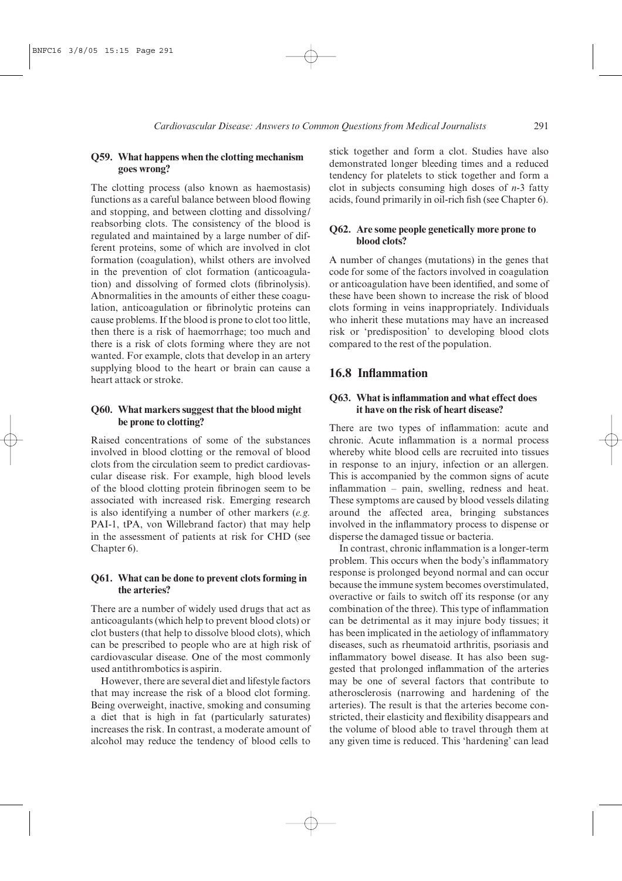### Q59. What happens when the clotting mechanism goes wrong?

The clotting process (also known as haemostasis) functions as a careful balance between blood flowing and stopping, and between clotting and dissolving/reabsorbing clots. The consistency of the blood is regulated and maintained by a large number of different proteins, some of which are involved in clot formation (coagulation), whilst others are involved in the prevention of clot formation (anticoagulation) and dissolving of formed clots (fibrinolysis). Abnormalities in the amounts of either these coagulation, anticoagulation or fibrinolytic proteins can cause problems. If the blood is prone to clot too little, then there is a risk of haemorrhage; too much and there is a risk of clots forming where they are not wanted. For example, clots that develop in an artery supplying blood to the heart or brain can cause a heart attack or stroke.

### Q60. What markers suggest that the blood might be prone to clotting?

Raised concentrations of some of the substances involved in blood clotting or the removal of blood clots from the circulation seem to predict cardiovascular disease risk. For example, high blood levels of the blood clotting protein fibrinogen seem to be associated with increased risk. Emerging research is also identifying a number of other markers (*e.g.* PAI-1, tPA, von Willebrand factor) that may help in the assessment of patients at risk for CHD (see Chapter 6).

### Q61. What can be done to prevent clots forming in the arteries?

There are a number of widely used drugs that act as anticoagulants (which help to prevent blood clots) or clot busters (that help to dissolve blood clots), which can be prescribed to people who are at high risk of cardiovascular disease. One of the most commonly used antithrombotics is aspirin.

However, there are several diet and lifestyle factors that may increase the risk of a blood clot forming. Being overweight, inactive, smoking and consuming a diet that is high in fat (particularly saturates) increases the risk. In contrast, a moderate amount of alcohol may reduce the tendency of blood cells to stick together and form a clot. Studies have also demonstrated longer bleeding times and a reduced tendency for platelets to stick together and form a clot in subjects consuming high doses of *n*-3 fatty acids, found primarily in oil-rich fish (see Chapter 6).

### Q62. Are some people genetically more prone to blood clots?

A number of changes (mutations) in the genes that code for some of the factors involved in coagulation or anticoagulation have been identified, and some of these have been shown to increase the risk of blood clots forming in veins inappropriately. Individuals who inherit these mutations may have an increased risk or 'predisposition' to developing blood clots compared to the rest of the population.

## 16.8 Inflammation

### Q63. What is inflammation and what effect does it have on the risk of heart disease?

There are two types of inflammation: acute and chronic. Acute inflammation is a normal process whereby white blood cells are recruited into tissues in response to an injury, infection or an allergen. This is accompanied by the common signs of acute inflammation – pain, swelling, redness and heat. These symptoms are caused by blood vessels dilating around the affected area, bringing substances involved in the inflammatory process to dispense or disperse the damaged tissue or bacteria.

In contrast, chronic inflammation is a longer-term problem. This occurs when the body's inflammatory response is prolonged beyond normal and can occur because the immune system becomes overstimulated, overactive or fails to switch off its response (or any combination of the three). This type of inflammation can be detrimental as it may injure body tissues; it has been implicated in the aetiology of inflammatory diseases, such as rheumatoid arthritis, psoriasis and inflammatory bowel disease. It has also been suggested that prolonged inflammation of the arteries may be one of several factors that contribute to atherosclerosis (narrowing and hardening of the arteries). The result is that the arteries become constricted, their elasticity and flexibility disappears and the volume of blood able to travel through them at any given time is reduced. This 'hardening' can lead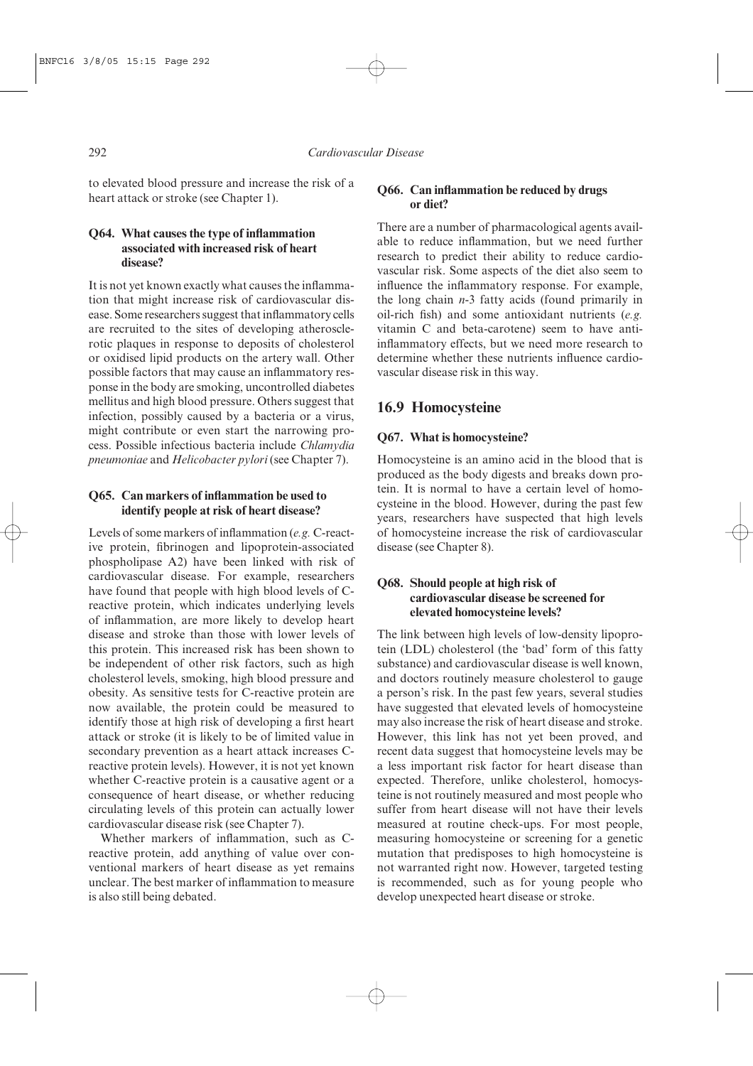to elevated blood pressure and increase the risk of a heart attack or stroke (see Chapter 1).

### Q64. What causes the type of inflammation associated with increased risk of heart disease?

It is not yet known exactly what causes the inflammation that might increase risk of cardiovascular disease. Some researchers suggest that inflammatory cells are recruited to the sites of developing atherosclerotic plaques in response to deposits of cholesterol or oxidised lipid products on the artery wall. Other possible factors that may cause an inflammatory response in the body are smoking, uncontrolled diabetes mellitus and high blood pressure. Others suggest that infection, possibly caused by a bacteria or a virus, might contribute or even start the narrowing process. Possible infectious bacteria include *Chlamydia pneumoniae* and *Helicobacter pylori* (see Chapter 7).

### Q65. Can markers of inflammation be used to identify people at risk of heart disease?

Levels of some markers of inflammation (*e.g.* C-reactive protein, fibrinogen and lipoprotein-associated phospholipase A2) have been linked with risk of cardiovascular disease. For example, researchers have found that people with high blood levels of C-reactive protein, which indicates underlying levels of inflammation, are more likely to develop heart disease and stroke than those with lower levels of this protein. This increased risk has been shown to be independent of other risk factors, such as high cholesterol levels, smoking, high blood pressure and obesity. As sensitive tests for C-reactive protein are now available, the protein could be measured to identify those at high risk of developing a first heart attack or stroke (it is likely to be of limited value in secondary prevention as a heart attack increases C-reactive protein levels). However, it is not yet known whether C-reactive protein is a causative agent or a consequence of heart disease, or whether reducing circulating levels of this protein can actually lower cardiovascular disease risk (see Chapter 7).

Whether markers of inflammation, such as C-reactive protein, add anything of value over conventional markers of heart disease as yet remains unclear. The best marker of inflammation to measure is also still being debated.

### Q66. Can inflammation be reduced by drugs or diet?

There are a number of pharmacological agents available to reduce inflammation, but we need further research to predict their ability to reduce cardiovascular risk. Some aspects of the diet also seem to influence the inflammatory response. For example, the long chain *n*-3 fatty acids (found primarily in oil-rich fish) and some antioxidant nutrients (*e.g.* vitamin C and beta-carotene) seem to have anti-inflammatory effects, but we need more research to determine whether these nutrients influence cardiovascular disease risk in this way.

## 16.9 Homocysteine

### Q67. What is homocysteine?

Homocysteine is an amino acid in the blood that is produced as the body digests and breaks down protein. It is normal to have a certain level of homocysteine in the blood. However, during the past few years, researchers have suspected that high levels of homocysteine increase the risk of cardiovascular disease (see Chapter 8).

### Q68. Should people at high risk of cardiovascular disease be screened for elevated homocysteine levels?

The link between high levels of low-density lipoprotein (LDL) cholesterol (the 'bad' form of this fatty substance) and cardiovascular disease is well known, and doctors routinely measure cholesterol to gauge a person's risk. In the past few years, several studies have suggested that elevated levels of homocysteine may also increase the risk of heart disease and stroke. However, this link has not yet been proved, and recent data suggest that homocysteine levels may be a less important risk factor for heart disease than expected. Therefore, unlike cholesterol, homocysteine is not routinely measured and most people who suffer from heart disease will not have their levels measured at routine check-ups. For most people, measuring homocysteine or screening for a genetic mutation that predisposes to high homocysteine is not warranted right now. However, targeted testing is recommended, such as for young people who develop unexpected heart disease or stroke.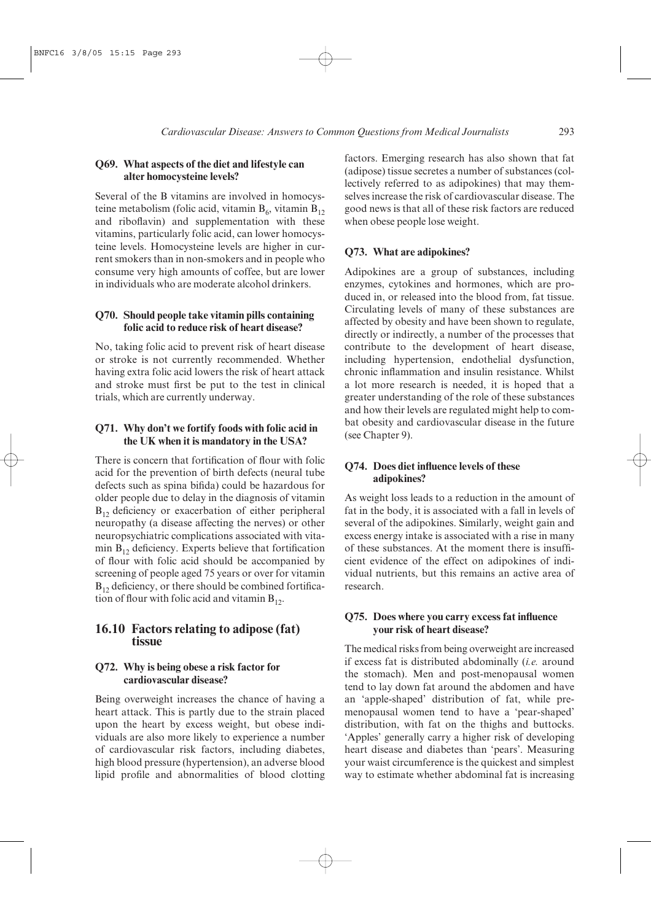### Q69. What aspects of the diet and lifestyle can alter homocysteine levels?

Several of the B vitamins are involved in homocysteine metabolism (folic acid, vitamin $B_6$, vitamin $B_{12}$ and riboflavin) and supplementation with these vitamins, particularly folic acid, can lower homocysteine levels. Homocysteine levels are higher in current smokers than in non-smokers and in people who consume very high amounts of coffee, but are lower in individuals who are moderate alcohol drinkers.

### Q70. Should people take vitamin pills containing folic acid to reduce risk of heart disease?

No, taking folic acid to prevent risk of heart disease or stroke is not currently recommended. Whether having extra folic acid lowers the risk of heart attack and stroke must first be put to the test in clinical trials, which are currently underway.

### Q71. Why don't we fortify foods with folic acid in the UK when it is mandatory in the USA?

There is concern that fortification of flour with folic acid for the prevention of birth defects (neural tube defects such as spina bifida) could be hazardous for older people due to delay in the diagnosis of vitamin $B_{12}$ deficiency or exacerbation of either peripheral neuropathy (a disease affecting the nerves) or other neuropsychiatric complications associated with vitamin $B_{12}$ deficiency. Experts believe that fortification of flour with folic acid should be accompanied by screening of people aged 75 years or over for vitamin $B_{12}$ deficiency, or there should be combined fortification of flour with folic acid and vitamin $B_{12}$.

## 16.10 Factors relating to adipose (fat) tissue

### Q72. Why is being obese a risk factor for cardiovascular disease?

Being overweight increases the chance of having a heart attack. This is partly due to the strain placed upon the heart by excess weight, but obese individuals are also more likely to experience a number of cardiovascular risk factors, including diabetes, high blood pressure (hypertension), an adverse blood lipid profile and abnormalities of blood clotting factors. Emerging research has also shown that fat (adipose) tissue secretes a number of substances (collectively referred to as adipokines) that may themselves increase the risk of cardiovascular disease. The good news is that all of these risk factors are reduced when obese people lose weight.

### Q73. What are adipokines?

Adipokines are a group of substances, including enzymes, cytokines and hormones, which are produced in, or released into the blood from, fat tissue. Circulating levels of many of these substances are affected by obesity and have been shown to regulate, directly or indirectly, a number of the processes that contribute to the development of heart disease, including hypertension, endothelial dysfunction, chronic inflammation and insulin resistance. Whilst a lot more research is needed, it is hoped that a greater understanding of the role of these substances and how their levels are regulated might help to combat obesity and cardiovascular disease in the future (see Chapter 9).

### Q74. Does diet influence levels of these adipokines?

As weight loss leads to a reduction in the amount of fat in the body, it is associated with a fall in levels of several of the adipokines. Similarly, weight gain and excess energy intake is associated with a rise in many of these substances. At the moment there is insufficient evidence of the effect on adipokines of individual nutrients, but this remains an active area of research.

### Q75. Does where you carry excess fat influence your risk of heart disease?

The medical risks from being overweight are increased if excess fat is distributed abdominally (*i.e.* around the stomach). Men and post-menopausal women tend to lay down fat around the abdomen and have an 'apple-shaped' distribution of fat, while pre-menopausal women tend to have a 'pear-shaped' distribution, with fat on the thighs and buttocks. 'Apples' generally carry a higher risk of developing heart disease and diabetes than 'pears'. Measuring your waist circumference is the quickest and simplest way to estimate whether abdominal fat is increasing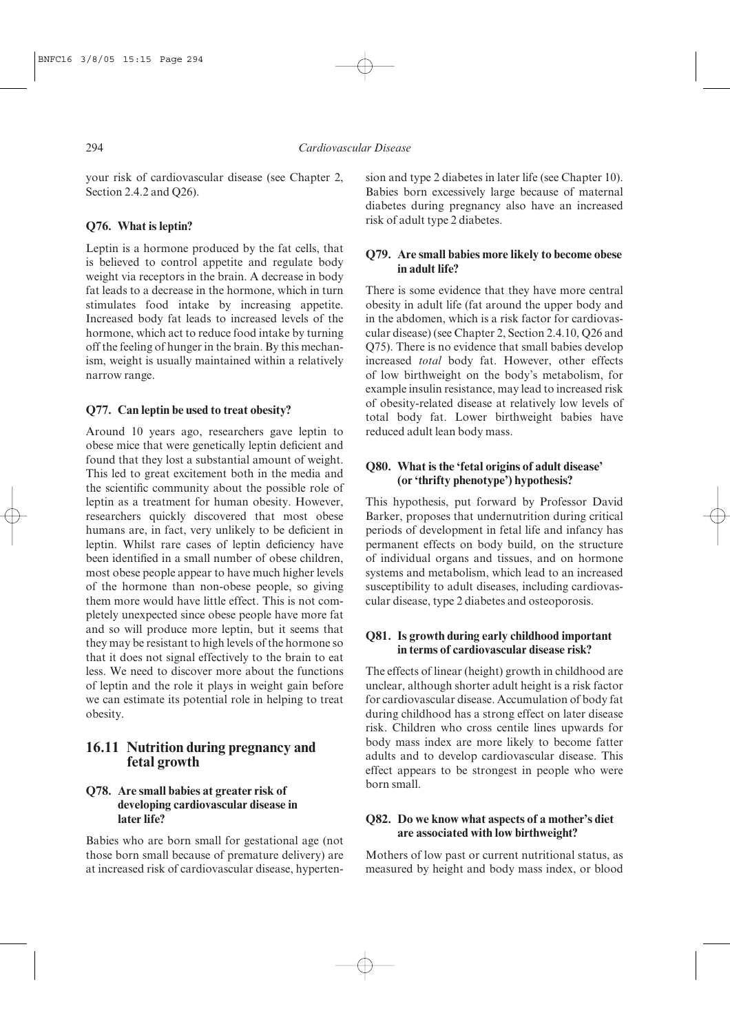your risk of cardiovascular disease (see Chapter 2, Section 2.4.2 and Q26).

### Q76. What is leptin?

Leptin is a hormone produced by the fat cells, that is believed to control appetite and regulate body weight via receptors in the brain. A decrease in body fat leads to a decrease in the hormone, which in turn stimulates food intake by increasing appetite. Increased body fat leads to increased levels of the hormone, which act to reduce food intake by turning off the feeling of hunger in the brain. By this mechanism, weight is usually maintained within a relatively narrow range.

### Q77. Can leptin be used to treat obesity?

Around 10 years ago, researchers gave leptin to obese mice that were genetically leptin deficient and found that they lost a substantial amount of weight. This led to great excitement both in the media and the scientific community about the possible role of leptin as a treatment for human obesity. However, researchers quickly discovered that most obese humans are, in fact, very unlikely to be deficient in leptin. Whilst rare cases of leptin deficiency have been identified in a small number of obese children, most obese people appear to have much higher levels of the hormone than non-obese people, so giving them more would have little effect. This is not completely unexpected since obese people have more fat and so will produce more leptin, but it seems that they may be resistant to high levels of the hormone so that it does not signal effectively to the brain to eat less. We need to discover more about the functions of leptin and the role it plays in weight gain before we can estimate its potential role in helping to treat obesity.

## 16.11 Nutrition during pregnancy and fetal growth

### Q78. Are small babies at greater risk of developing cardiovascular disease in later life?

Babies who are born small for gestational age (not those born small because of premature delivery) are at increased risk of cardiovascular disease, hypertension and type 2 diabetes in later life (see Chapter 10). Babies born excessively large because of maternal diabetes during pregnancy also have an increased risk of adult type 2 diabetes.

### Q79. Are small babies more likely to become obese in adult life?

There is some evidence that they have more central obesity in adult life (fat around the upper body and in the abdomen, which is a risk factor for cardiovascular disease) (see Chapter 2, Section 2.4.10, Q26 and Q75). There is no evidence that small babies develop increased *total* body fat. However, other effects of low birthweight on the body's metabolism, for example insulin resistance, may lead to increased risk of obesity-related disease at relatively low levels of total body fat. Lower birthweight babies have reduced adult lean body mass.

### Q80. What is the 'fetal origins of adult disease' (or 'thrifty phenotype') hypothesis?

This hypothesis, put forward by Professor David Barker, proposes that undernutrition during critical periods of development in fetal life and infancy has permanent effects on body build, on the structure of individual organs and tissues, and on hormone systems and metabolism, which lead to an increased susceptibility to adult diseases, including cardiovascular disease, type 2 diabetes and osteoporosis.

### Q81. Is growth during early childhood important in terms of cardiovascular disease risk?

The effects of linear (height) growth in childhood are unclear, although shorter adult height is a risk factor for cardiovascular disease. Accumulation of body fat during childhood has a strong effect on later disease risk. Children who cross centile lines upwards for body mass index are more likely to become fatter adults and to develop cardiovascular disease. This effect appears to be strongest in people who were born small.

### Q82. Do we know what aspects of a mother's diet are associated with low birthweight?

Mothers of low past or current nutritional status, as measured by height and body mass index, or blood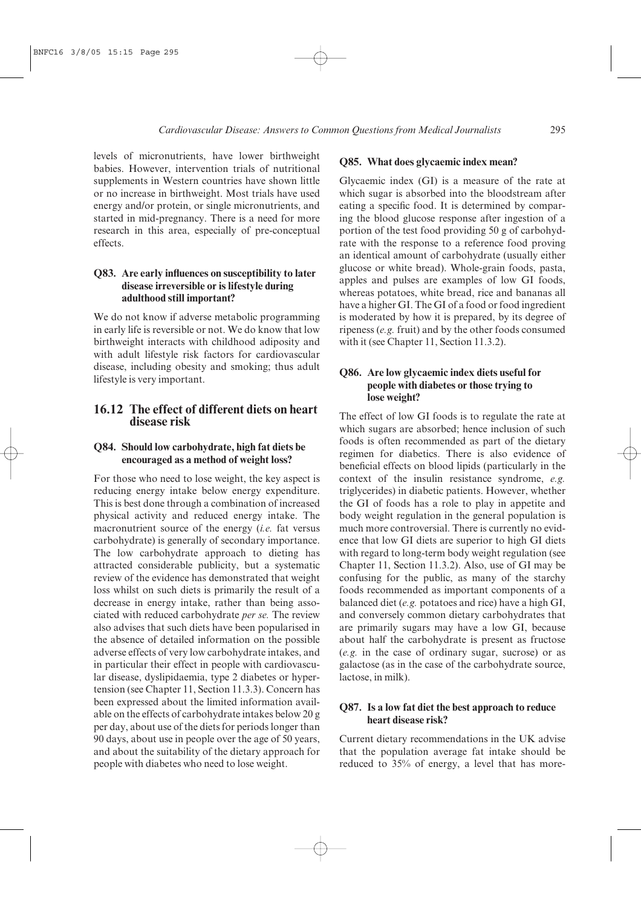levels of micronutrients, have lower birthweight babies. However, intervention trials of nutritional supplements in Western countries have shown little or no increase in birthweight. Most trials have used energy and/or protein, or single micronutrients, and started in mid-pregnancy. There is a need for more research in this area, especially of pre-conceptual effects.

### Q83. Are early influences on susceptibility to later disease irreversible or is lifestyle during adulthood still important?

We do not know if adverse metabolic programming in early life is reversible or not. We do know that low birthweight interacts with childhood adiposity and with adult lifestyle risk factors for cardiovascular disease, including obesity and smoking; thus adult lifestyle is very important.

## 16.12 The effect of different diets on heart disease risk

### Q84. Should low carbohydrate, high fat diets be encouraged as a method of weight loss?

For those who need to lose weight, the key aspect is reducing energy intake below energy expenditure. This is best done through a combination of increased physical activity and reduced energy intake. The macronutrient source of the energy (*i.e.* fat versus carbohydrate) is generally of secondary importance. The low carbohydrate approach to dieting has attracted considerable publicity, but a systematic review of the evidence has demonstrated that weight loss whilst on such diets is primarily the result of a decrease in energy intake, rather than being associated with reduced carbohydrate *per se.* The review also advises that such diets have been popularised in the absence of detailed information on the possible adverse effects of very low carbohydrate intakes, and in particular their effect in people with cardiovascular disease, dyslipidaemia, type 2 diabetes or hypertension (see Chapter 11, Section 11.3.3). Concern has been expressed about the limited information available on the effects of carbohydrate intakes below 20 g per day, about use of the diets for periods longer than 90 days, about use in people over the age of 50 years, and about the suitability of the dietary approach for people with diabetes who need to lose weight.

### Q85. What does glycaemic index mean?

Glycaemic index (GI) is a measure of the rate at which sugar is absorbed into the bloodstream after eating a specific food. It is determined by comparing the blood glucose response after ingestion of a portion of the test food providing 50 g of carbohydrate with the response to a reference food proving an identical amount of carbohydrate (usually either glucose or white bread). Whole-grain foods, pasta, apples and pulses are examples of low GI foods, whereas potatoes, white bread, rice and bananas all have a higher GI. The GI of a food or food ingredient is moderated by how it is prepared, by its degree of ripeness (*e.g.* fruit) and by the other foods consumed with it (see Chapter 11, Section 11.3.2).

### Q86. Are low glycaemic index diets useful for people with diabetes or those trying to lose weight?

The effect of low GI foods is to regulate the rate at which sugars are absorbed; hence inclusion of such foods is often recommended as part of the dietary regimen for diabetics. There is also evidence of beneficial effects on blood lipids (particularly in the context of the insulin resistance syndrome, *e.g.* triglycerides) in diabetic patients. However, whether the GI of foods has a role to play in appetite and body weight regulation in the general population is much more controversial. There is currently no evidence that low GI diets are superior to high GI diets with regard to long-term body weight regulation (see Chapter 11, Section 11.3.2). Also, use of GI may be confusing for the public, as many of the starchy foods recommended as important components of a balanced diet (*e.g.* potatoes and rice) have a high GI, and conversely common dietary carbohydrates that are primarily sugars may have a low GI, because about half the carbohydrate is present as fructose (*e.g.* in the case of ordinary sugar, sucrose) or as galactose (as in the case of the carbohydrate source, lactose, in milk).

### Q87. Is a low fat diet the best approach to reduce heart disease risk?

Current dietary recommendations in the UK advise that the population average fat intake should be reduced to 35% of energy, a level that has more-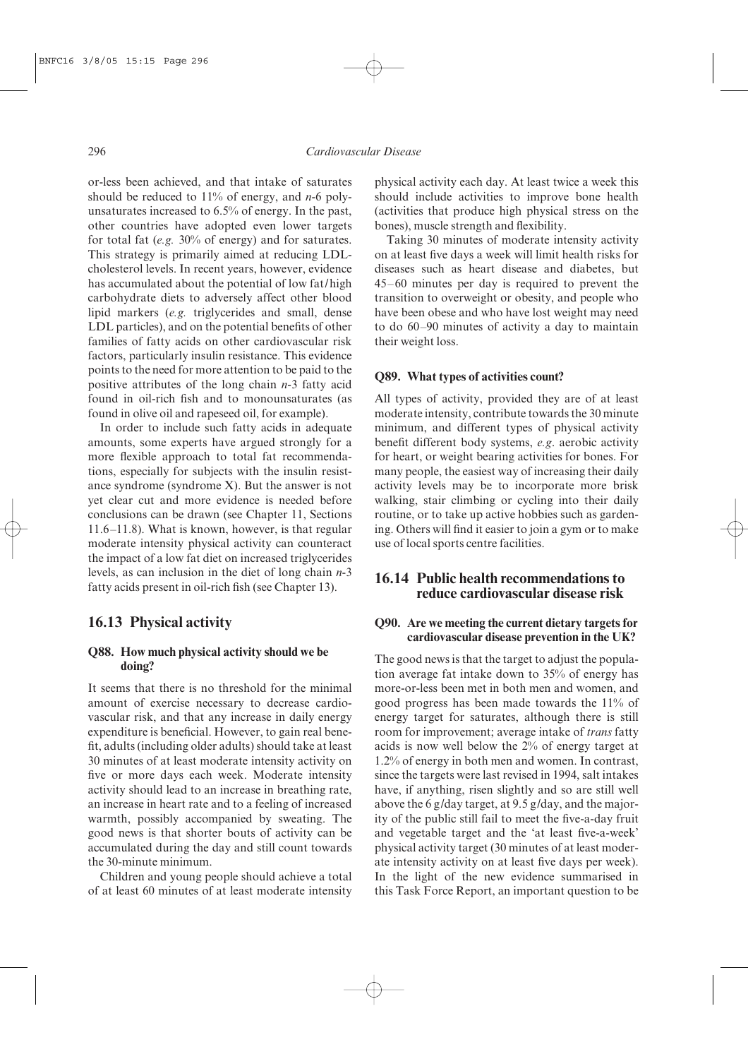or-less been achieved, and that intake of saturates should be reduced to 11% of energy, and *n*-6 polyunsaturates increased to 6.5% of energy. In the past, other countries have adopted even lower targets for total fat (*e.g.* 30% of energy) and for saturates. This strategy is primarily aimed at reducing LDL-cholesterol levels. In recent years, however, evidence has accumulated about the potential of low fat/high carbohydrate diets to adversely affect other blood lipid markers (*e.g.* triglycerides and small, dense LDL particles), and on the potential benefits of other families of fatty acids on other cardiovascular risk factors, particularly insulin resistance. This evidence points to the need for more attention to be paid to the positive attributes of the long chain *n*-3 fatty acid found in oil-rich fish and to monounsaturates (as found in olive oil and rapeseed oil, for example).

In order to include such fatty acids in adequate amounts, some experts have argued strongly for a more flexible approach to total fat recommendations, especially for subjects with the insulin resistance syndrome (syndrome X). But the answer is not yet clear cut and more evidence is needed before conclusions can be drawn (see Chapter 11, Sections 11.6–11.8). What is known, however, is that regular moderate intensity physical activity can counteract the impact of a low fat diet on increased triglycerides levels, as can inclusion in the diet of long chain *n*-3 fatty acids present in oil-rich fish (see Chapter 13).

## 16.13 Physical activity

### Q88. How much physical activity should we be doing?

It seems that there is no threshold for the minimal amount of exercise necessary to decrease cardiovascular risk, and that any increase in daily energy expenditure is beneficial. However, to gain real benefit, adults (including older adults) should take at least 30 minutes of at least moderate intensity activity on five or more days each week. Moderate intensity activity should lead to an increase in breathing rate, an increase in heart rate and to a feeling of increased warmth, possibly accompanied by sweating. The good news is that shorter bouts of activity can be accumulated during the day and still count towards the 30-minute minimum.

Children and young people should achieve a total of at least 60 minutes of at least moderate intensity physical activity each day. At least twice a week this should include activities to improve bone health (activities that produce high physical stress on the bones), muscle strength and flexibility.

Taking 30 minutes of moderate intensity activity on at least five days a week will limit health risks for diseases such as heart disease and diabetes, but 45–60 minutes per day is required to prevent the transition to overweight or obesity, and people who have been obese and who have lost weight may need to do 60–90 minutes of activity a day to maintain their weight loss.

### Q89. What types of activities count?

All types of activity, provided they are of at least moderate intensity, contribute towards the 30 minute minimum, and different types of physical activity benefit different body systems, *e.g.* aerobic activity for heart, or weight bearing activities for bones. For many people, the easiest way of increasing their daily activity levels may be to incorporate more brisk walking, stair climbing or cycling into their daily routine, or to take up active hobbies such as gardening. Others will find it easier to join a gym or to make use of local sports centre facilities.

## 16.14 Public health recommendations to reduce cardiovascular disease risk

### Q90. Are we meeting the current dietary targets for cardiovascular disease prevention in the UK?

The good news is that the target to adjust the population average fat intake down to 35% of energy has more-or-less been met in both men and women, and good progress has been made towards the 11% of energy target for saturates, although there is still room for improvement; average intake of *trans* fatty acids is now well below the 2% of energy target at 1.2% of energy in both men and women. In contrast, since the targets were last revised in 1994, salt intakes have, if anything, risen slightly and so are still well above the 6 g/day target, at 9.5 g/day, and the majority of the public still fail to meet the five-a-day fruit and vegetable target and the 'at least five-a-week' physical activity target (30 minutes of at least moderate intensity activity on at least five days per week). In the light of the new evidence summarised in this Task Force Report, an important question to be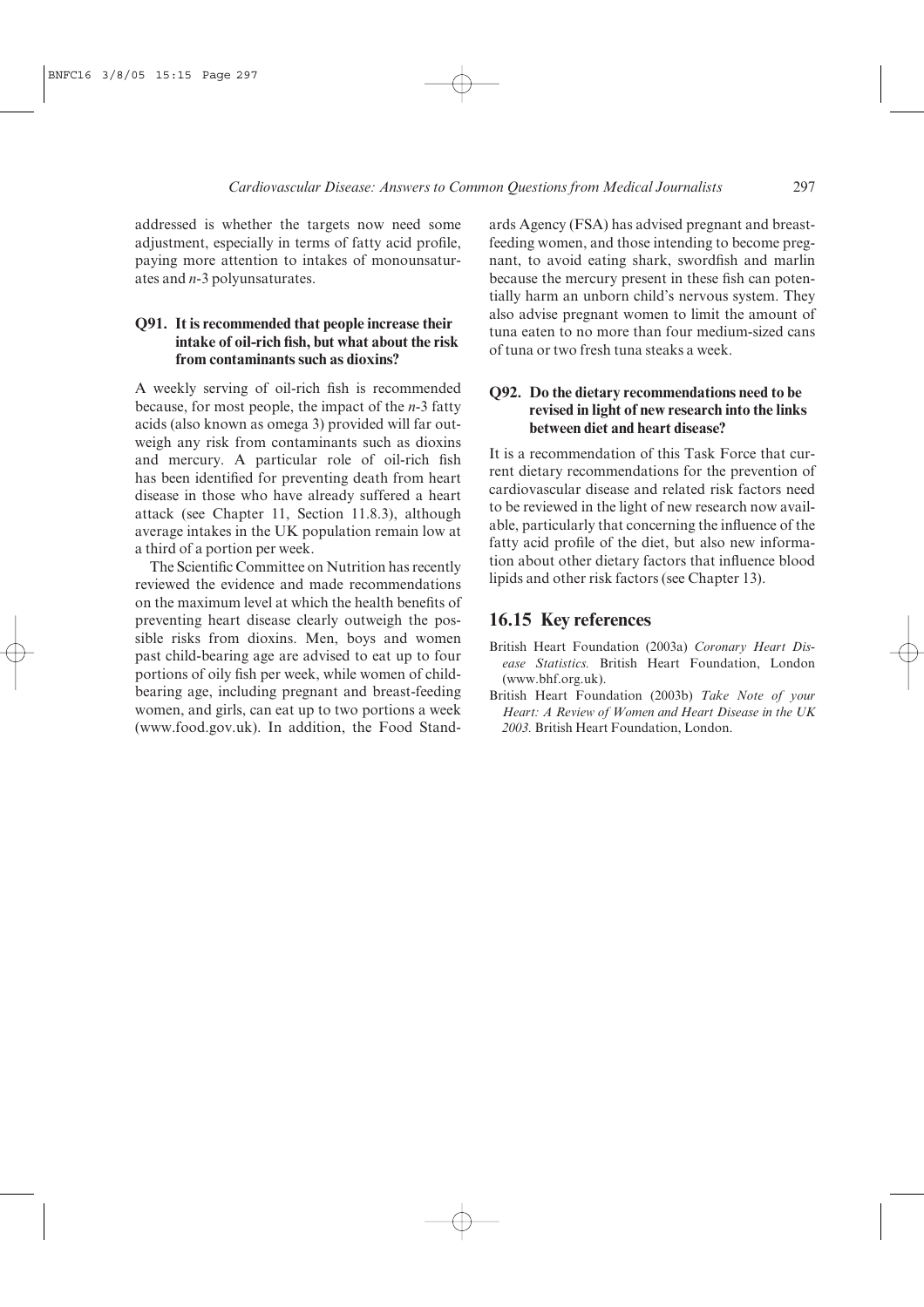addressed is whether the targets now need some adjustment, especially in terms of fatty acid profile, paying more attention to intakes of monounsaturates and *n*-3 polyunsaturates.

### Q91. It is recommended that people increase their intake of oil-rich fish, but what about the risk from contaminants such as dioxins?

A weekly serving of oil-rich fish is recommended because, for most people, the impact of the *n*-3 fatty acids (also known as omega 3) provided will far outweigh any risk from contaminants such as dioxins and mercury. A particular role of oil-rich fish has been identified for preventing death from heart disease in those who have already suffered a heart attack (see Chapter 11, Section 11.8.3), although average intakes in the UK population remain low at a third of a portion per week.

The Scientific Committee on Nutrition has recently reviewed the evidence and made recommendations on the maximum level at which the health benefits of preventing heart disease clearly outweigh the possible risks from dioxins. Men, boys and women past child-bearing age are advised to eat up to four portions of oily fish per week, while women of child-bearing age, including pregnant and breast-feeding women, and girls, can eat up to two portions a week (www.food.gov.uk). In addition, the Food Standards Agency (FSA) has advised pregnant and breast-feeding women, and those intending to become pregnant, to avoid eating shark, swordfish and marlin because the mercury present in these fish can potentially harm an unborn child's nervous system. They also advise pregnant women to limit the amount of tuna eaten to no more than four medium-sized cans of tuna or two fresh tuna steaks a week.

### Q92. Do the dietary recommendations need to be revised in light of new research into the links between diet and heart disease?

It is a recommendation of this Task Force that current dietary recommendations for the prevention of cardiovascular disease and related risk factors need to be reviewed in the light of new research now available, particularly that concerning the influence of the fatty acid profile of the diet, but also new information about other dietary factors that influence blood lipids and other risk factors (see Chapter 13).

## 16.15 Key references

British Heart Foundation (2003a) *Coronary Heart Disease Statistics.* British Heart Foundation, London (www.bhf.org.uk).

British Heart Foundation (2003b) *Take Note of your Heart: A Review of Women and Heart Disease in the UK 2003.* British Heart Foundation, London.